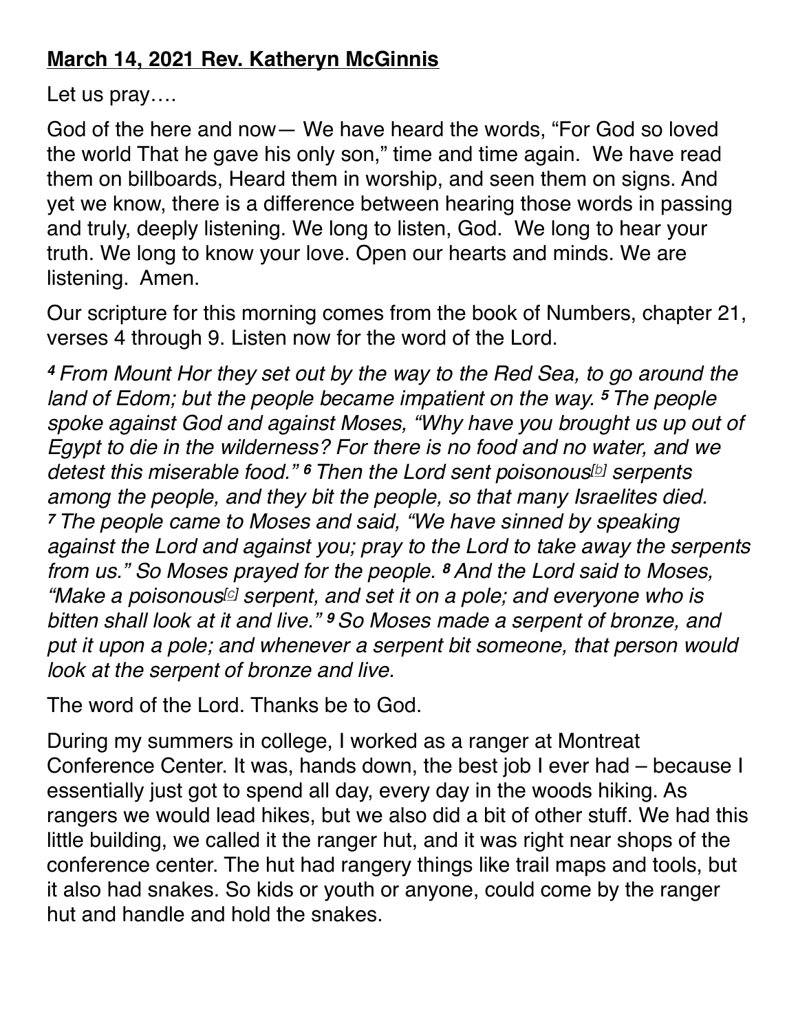**March 14, 2021 Rev. Katheryn McGinnis**

Let us pray….

God of the here and now— We have heard the words, "For God so loved the world That he gave his only son," time and time again. We have read them on billboards, Heard them in worship, and seen them on signs. And yet we know, there is a difference between hearing those words in passing and truly, deeply listening. We long to listen, God. We long to hear your truth. We long to know your love. Open our hearts and minds. We are listening. Amen.

Our scripture for this morning comes from the book of Numbers, chapter 21, verses 4 through 9. Listen now for the word of the Lord.

*4 From Mount Hor they set out by the way to the Red Sea, to go around the land of Edom; but the people became impatient on the way. 5 The people spoke against God and against Moses, "Why have you brought us up out of Egypt to die in the wilderness? For there is no food and no water, and we detest this miserable food." 6 Then the Lord sent poisonous[b] serpents among the people, and they bit the people, so that many Israelites died. 7 The people came to Moses and said, "We have sinned by speaking against the Lord and against you; pray to the Lord to take away the serpents from us." So Moses prayed for the people. 8 And the Lord said to Moses, "Make a poisonous[c] serpent, and set it on a pole; and everyone who is bitten shall look at it and live." 9 So Moses made a serpent of bronze, and put it upon a pole; and whenever a serpent bit someone, that person would look at the serpent of bronze and live.*

The word of the Lord. Thanks be to God.

During my summers in college, I worked as a ranger at Montreat Conference Center. It was, hands down, the best job I ever had – because I essentially just got to spend all day, every day in the woods hiking. As rangers we would lead hikes, but we also did a bit of other stuff. We had this little building, we called it the ranger hut, and it was right near shops of the conference center. The hut had rangery things like trail maps and tools, but it also had snakes. So kids or youth or anyone, could come by the ranger hut and handle and hold the snakes.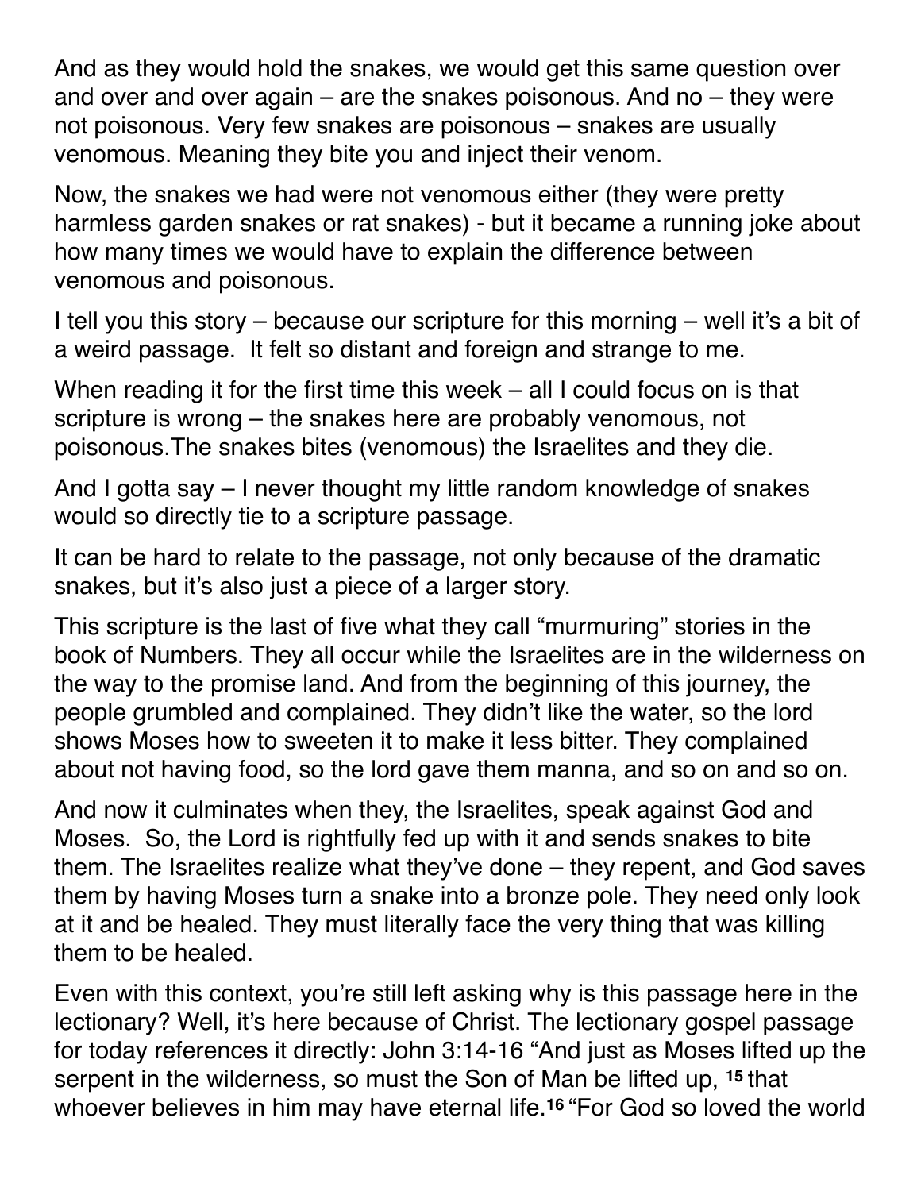And as they would hold the snakes, we would get this same question over and over and over again – are the snakes poisonous. And no – they were not poisonous. Very few snakes are poisonous – snakes are usually venomous. Meaning they bite you and inject their venom.

Now, the snakes we had were not venomous either (they were pretty harmless garden snakes or rat snakes) - but it became a running joke about how many times we would have to explain the difference between venomous and poisonous.

I tell you this story – because our scripture for this morning – well it's a bit of a weird passage.  It felt so distant and foreign and strange to me.

When reading it for the first time this week – all I could focus on is that scripture is wrong – the snakes here are probably venomous, not poisonous.The snakes bites (venomous) the Israelites and they die.

And I gotta say – I never thought my little random knowledge of snakes would so directly tie to a scripture passage.

It can be hard to relate to the passage, not only because of the dramatic snakes, but it's also just a piece of a larger story.

This scripture is the last of five what they call "murmuring" stories in the book of Numbers. They all occur while the Israelites are in the wilderness on the way to the promise land. And from the beginning of this journey, the people grumbled and complained. They didn't like the water, so the lord shows Moses how to sweeten it to make it less bitter. They complained about not having food, so the lord gave them manna, and so on and so on.

And now it culminates when they, the Israelites, speak against God and Moses.  So, the Lord is rightfully fed up with it and sends snakes to bite them. The Israelites realize what they've done – they repent, and God saves them by having Moses turn a snake into a bronze pole. They need only look at it and be healed. They must literally face the very thing that was killing them to be healed.

Even with this context, you're still left asking why is this passage here in the lectionary? Well, it's here because of Christ. The lectionary gospel passage for today references it directly: John 3:14-16 "And just as Moses lifted up the serpent in the wilderness, so must the Son of Man be lifted up, [15] that whoever believes in him may have eternal life.[16] "For God so loved the world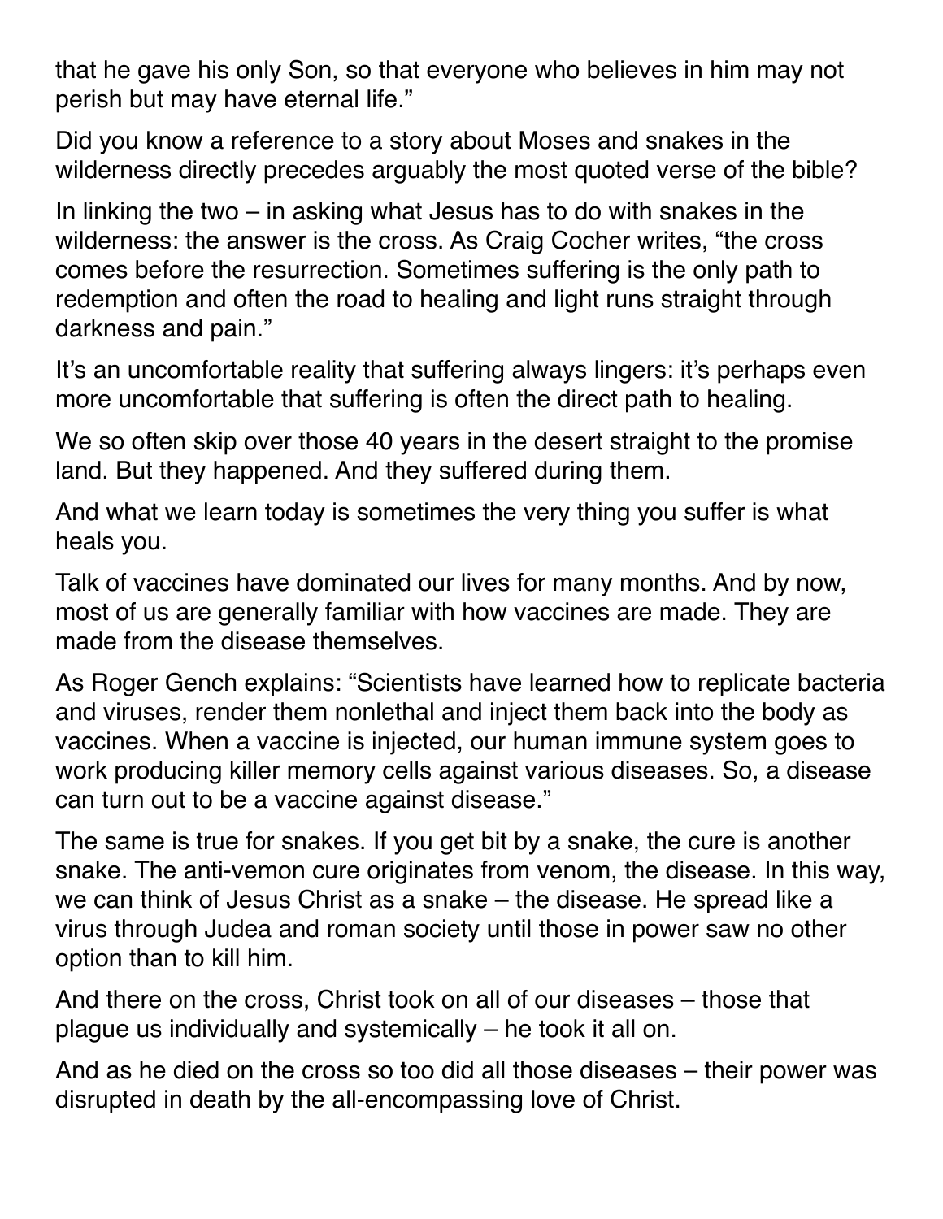that he gave his only Son, so that everyone who believes in him may not perish but may have eternal life."

Did you know a reference to a story about Moses and snakes in the wilderness directly precedes arguably the most quoted verse of the bible?

In linking the two – in asking what Jesus has to do with snakes in the wilderness: the answer is the cross. As Craig Cocher writes, "the cross comes before the resurrection. Sometimes suffering is the only path to redemption and often the road to healing and light runs straight through darkness and pain."

It's an uncomfortable reality that suffering always lingers: it's perhaps even more uncomfortable that suffering is often the direct path to healing.

We so often skip over those 40 years in the desert straight to the promise land. But they happened. And they suffered during them.

And what we learn today is sometimes the very thing you suffer is what heals you.

Talk of vaccines have dominated our lives for many months. And by now, most of us are generally familiar with how vaccines are made. They are made from the disease themselves.

As Roger Gench explains: "Scientists have learned how to replicate bacteria and viruses, render them nonlethal and inject them back into the body as vaccines. When a vaccine is injected, our human immune system goes to work producing killer memory cells against various diseases. So, a disease can turn out to be a vaccine against disease."

The same is true for snakes. If you get bit by a snake, the cure is another snake. The anti-vemon cure originates from venom, the disease. In this way, we can think of Jesus Christ as a snake – the disease. He spread like a virus through Judea and roman society until those in power saw no other option than to kill him.

And there on the cross, Christ took on all of our diseases – those that plague us individually and systemically – he took it all on.

And as he died on the cross so too did all those diseases – their power was disrupted in death by the all-encompassing love of Christ.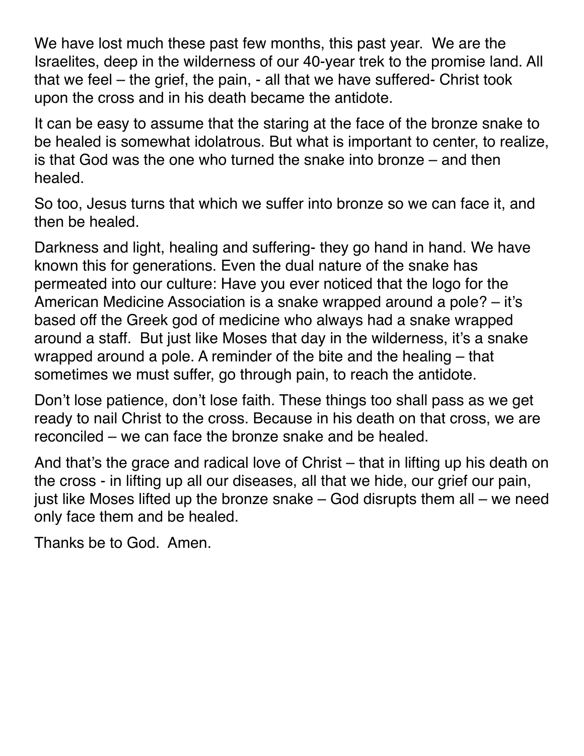We have lost much these past few months, this past year. We are the Israelites, deep in the wilderness of our 40-year trek to the promise land. All that we feel – the grief, the pain, - all that we have suffered- Christ took upon the cross and in his death became the antidote.

It can be easy to assume that the staring at the face of the bronze snake to be healed is somewhat idolatrous. But what is important to center, to realize, is that God was the one who turned the snake into bronze – and then healed.

So too, Jesus turns that which we suffer into bronze so we can face it, and then be healed.

Darkness and light, healing and suffering- they go hand in hand. We have known this for generations. Even the dual nature of the snake has permeated into our culture: Have you ever noticed that the logo for the American Medicine Association is a snake wrapped around a pole? – it's based off the Greek god of medicine who always had a snake wrapped around a staff. But just like Moses that day in the wilderness, it's a snake wrapped around a pole. A reminder of the bite and the healing – that sometimes we must suffer, go through pain, to reach the antidote.

Don't lose patience, don't lose faith. These things too shall pass as we get ready to nail Christ to the cross. Because in his death on that cross, we are reconciled – we can face the bronze snake and be healed.

And that's the grace and radical love of Christ – that in lifting up his death on the cross - in lifting up all our diseases, all that we hide, our grief our pain, just like Moses lifted up the bronze snake – God disrupts them all – we need only face them and be healed.

Thanks be to God. Amen.